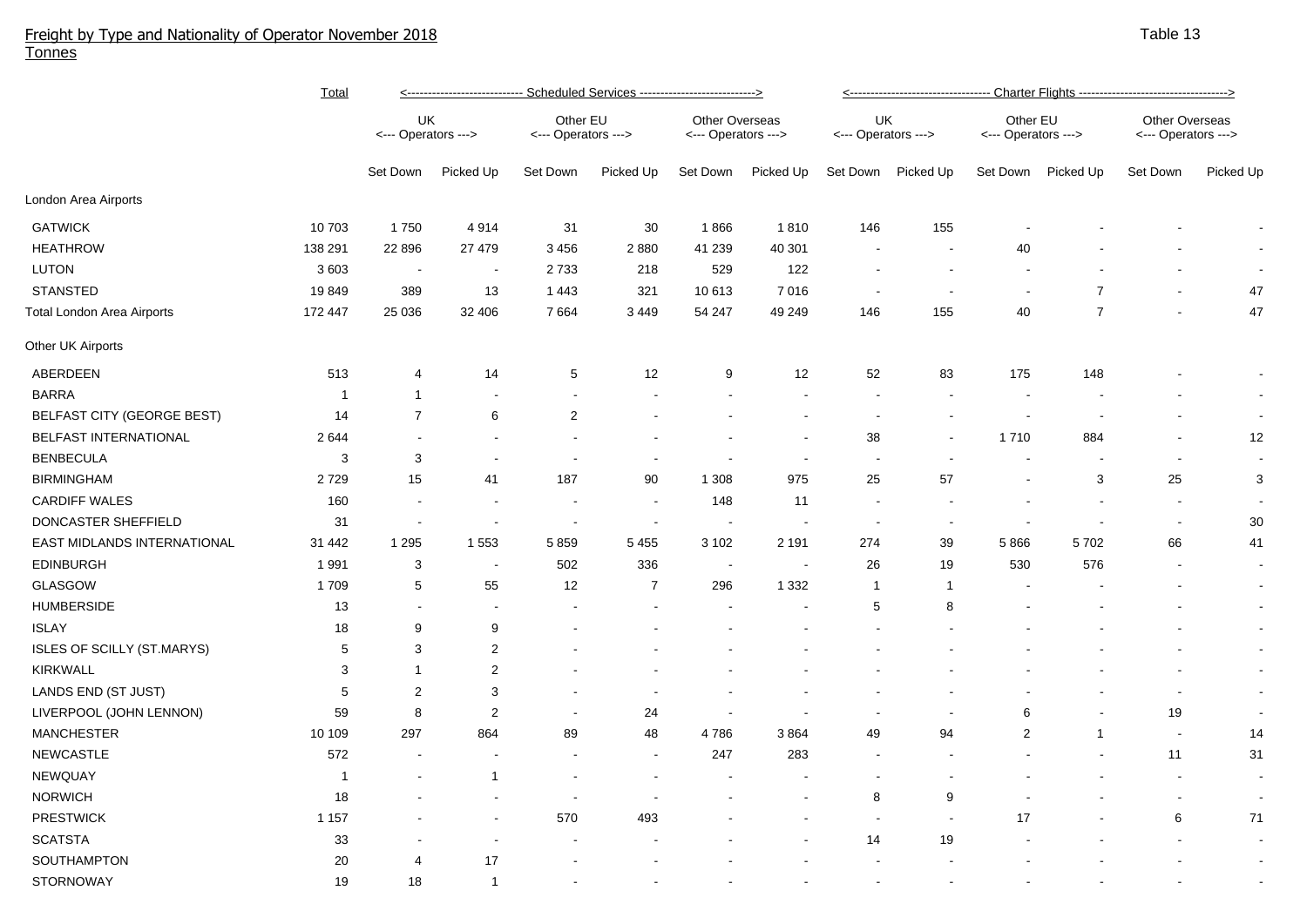# Freight by Type and Nationality of Operator November 2018

Tonnes

Table 13

| | Total | Scheduled Services | | | | | | Charter Flights | | | | | |
|---|---|---|---|---|---|---|---|---|---|---|---|---|---|
| | | UK Operators | | Other EU Operators | | Other Overseas Operators | | UK Operators | | Other EU Operators | | Other Overseas Operators | |
| | | Set Down | Picked Up | Set Down | Picked Up | Set Down | Picked Up | Set Down | Picked Up | Set Down | Picked Up | Set Down | Picked Up |
| **London Area Airports** | | | | | | | | | | | | | |
| GATWICK | 10 703 | 1 750 | 4 914 | 31 | 30 | 1 866 | 1 810 | 146 | 155 | - | - | - | - |
| HEATHROW | 138 291 | 22 896 | 27 479 | 3 456 | 2 880 | 41 239 | 40 301 | - | - | 40 | - | - | - |
| LUTON | 3 603 | - | - | 2 733 | 218 | 529 | 122 | - | - | - | - | - | - |
| STANSTED | 19 849 | 389 | 13 | 1 443 | 321 | 10 613 | 7 016 | - | - | - | 7 | - | 47 |
| Total London Area Airports | 172 447 | 25 036 | 32 406 | 7 664 | 3 449 | 54 247 | 49 249 | 146 | 155 | 40 | 7 | - | 47 |
| **Other UK Airports** | | | | | | | | | | | | | |
| ABERDEEN | 513 | 4 | 14 | 5 | 12 | 9 | 12 | 52 | 83 | 175 | 148 | - | - |
| BARRA | 1 | 1 | - | - | - | - | - | - | - | - | - | - | - |
| BELFAST CITY (GEORGE BEST) | 14 | 7 | 6 | 2 | - | - | - | - | - | - | - | - | - |
| BELFAST INTERNATIONAL | 2 644 | - | - | - | - | - | - | 38 | - | 1 710 | 884 | - | 12 |
| BENBECULA | 3 | 3 | - | - | - | - | - | - | - | - | - | - | - |
| BIRMINGHAM | 2 729 | 15 | 41 | 187 | 90 | 1 308 | 975 | 25 | 57 | - | 3 | 25 | 3 |
| CARDIFF WALES | 160 | - | - | - | - | 148 | 11 | - | - | - | - | - | - |
| DONCASTER SHEFFIELD | 31 | - | - | - | - | - | - | - | - | - | - | - | 30 |
| EAST MIDLANDS INTERNATIONAL | 31 442 | 1 295 | 1 553 | 5 859 | 5 455 | 3 102 | 2 191 | 274 | 39 | 5 866 | 5 702 | 66 | 41 |
| EDINBURGH | 1 991 | 3 | - | 502 | 336 | - | - | 26 | 19 | 530 | 576 | - | - |
| GLASGOW | 1 709 | 5 | 55 | 12 | 7 | 296 | 1 332 | 1 | 1 | - | - | - | - |
| HUMBERSIDE | 13 | - | - | - | - | - | - | 5 | 8 | - | - | - | - |
| ISLAY | 18 | 9 | 9 | - | - | - | - | - | - | - | - | - | - |
| ISLES OF SCILLY (ST.MARYS) | 5 | 3 | 2 | - | - | - | - | - | - | - | - | - | - |
| KIRKWALL | 3 | 1 | 2 | - | - | - | - | - | - | - | - | - | - |
| LANDS END (ST JUST) | 5 | 2 | 3 | - | - | - | - | - | - | - | - | - | - |
| LIVERPOOL (JOHN LENNON) | 59 | 8 | 2 | - | 24 | - | - | - | - | 6 | - | 19 | - |
| MANCHESTER | 10 109 | 297 | 864 | 89 | 48 | 4 786 | 3 864 | 49 | 94 | 2 | 1 | - | 14 |
| NEWCASTLE | 572 | - | - | - | - | 247 | 283 | - | - | - | - | 11 | 31 |
| NEWQUAY | 1 | - | 1 | - | - | - | - | - | - | - | - | - | - |
| NORWICH | 18 | - | - | - | - | - | - | 8 | 9 | - | - | - | - |
| PRESTWICK | 1 157 | - | - | 570 | 493 | - | - | - | - | 17 | - | 6 | 71 |
| SCATSTA | 33 | - | - | - | - | - | - | 14 | 19 | - | - | - | - |
| SOUTHAMPTON | 20 | 4 | 17 | - | - | - | - | - | - | - | - | - | - |
| STORNOWAY | 19 | 18 | 1 | - | - | - | - | - | - | - | - | - | - |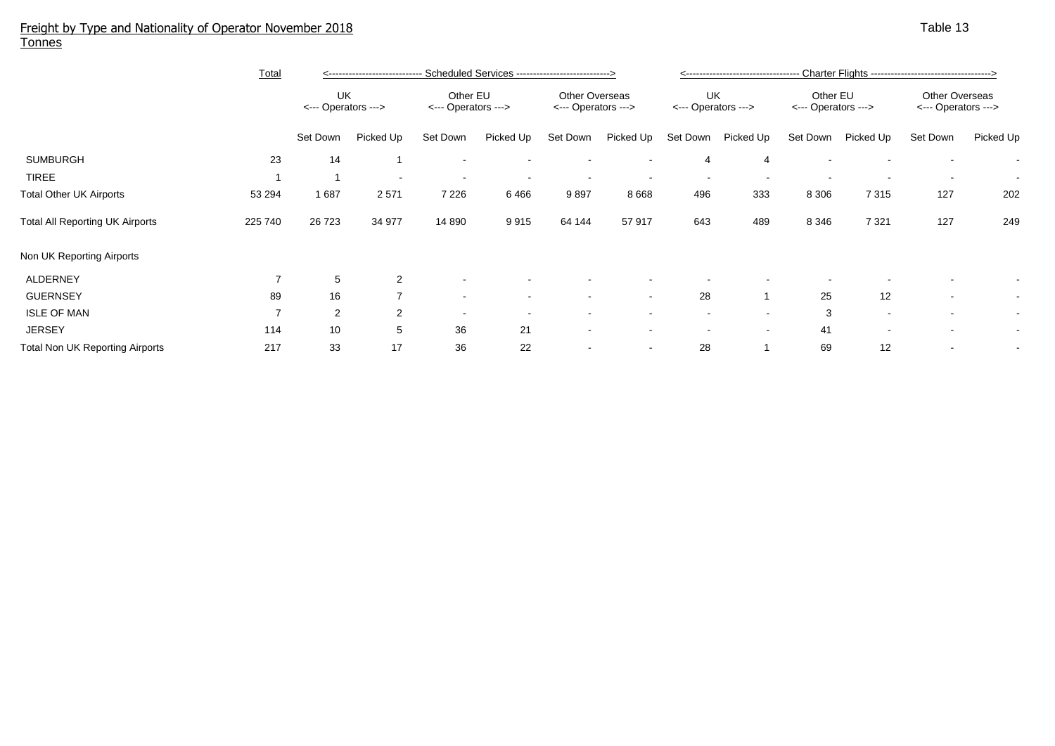Freight by Type and Nationality of Operator November 2018
Tonnes

Table 13

| | Total | Scheduled Services | | | | | | Charter Flights | | | | | |
|---|---|---|---|---|---|---|---|---|---|---|---|---|---|
| | | UK Operators | | Other EU Operators | | Other Overseas Operators | | UK Operators | | Other EU Operators | | Other Overseas Operators | |
| | | Set Down | Picked Up | Set Down | Picked Up | Set Down | Picked Up | Set Down | Picked Up | Set Down | Picked Up | Set Down | Picked Up |
| SUMBURGH | 23 | 14 | 1 | - | - | - | - | 4 | 4 | - | - | - | - |
| TIREE | 1 | 1 | - | - | - | - | - | - | - | - | - | - | - |
| Total Other UK Airports | 53 294 | 1 687 | 2 571 | 7 226 | 6 466 | 9 897 | 8 668 | 496 | 333 | 8 306 | 7 315 | 127 | 202 |
| Total All Reporting UK Airports | 225 740 | 26 723 | 34 977 | 14 890 | 9 915 | 64 144 | 57 917 | 643 | 489 | 8 346 | 7 321 | 127 | 249 |
| Non UK Reporting Airports | | | | | | | | | | | | | |
| ALDERNEY | 7 | 5 | 2 | - | - | - | - | - | - | - | - | - | - |
| GUERNSEY | 89 | 16 | 7 | - | - | - | - | 28 | 1 | 25 | 12 | - | - |
| ISLE OF MAN | 7 | 2 | 2 | - | - | - | - | - | - | 3 | - | - | - |
| JERSEY | 114 | 10 | 5 | 36 | 21 | - | - | - | - | 41 | - | - | - |
| Total Non UK Reporting Airports | 217 | 33 | 17 | 36 | 22 | - | - | 28 | 1 | 69 | 12 | - | - |